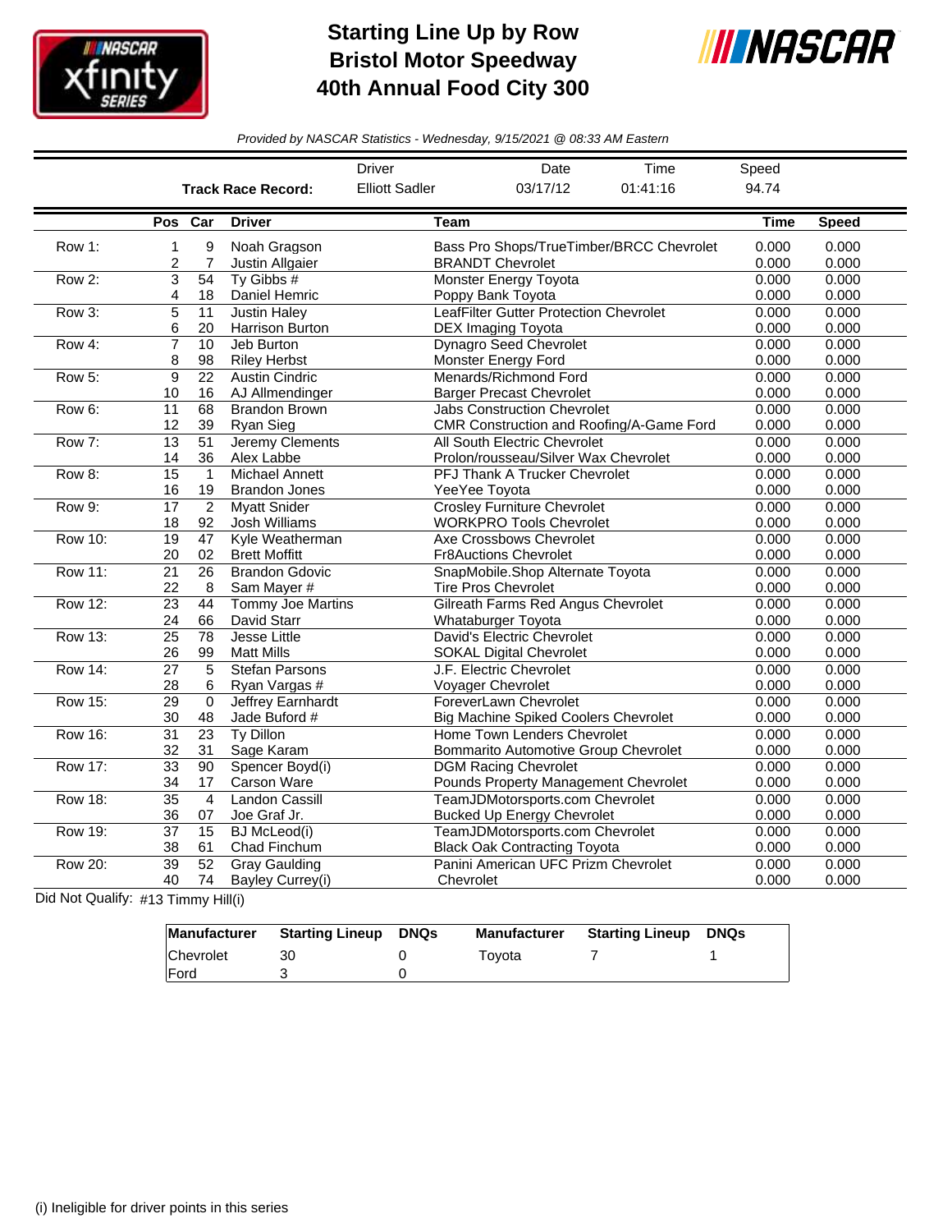# Starting Line Up by Row
# Bristol Motor Speedway
# 40th Annual Food City 300

*Provided by NASCAR Statistics - Wednesday, 9/15/2021 @ 08:33 AM Eastern*

| | Driver | Date | Time | Speed |
|---|---|---|---|---|
| **Track Race Record:** | Elliott Sadler | 03/17/12 | 01:41:16 | 94.74 |

| | Pos | Car | Driver | Team | Time | Speed |
|---|---|---|---|---|---|---|
| Row 1: | 1 | 9 | Noah Gragson | Bass Pro Shops/TrueTimber/BRCC Chevrolet | 0.000 | 0.000 |
| | 2 | 7 | Justin Allgaier | BRANDT Chevrolet | 0.000 | 0.000 |
| Row 2: | 3 | 54 | Ty Gibbs # | Monster Energy Toyota | 0.000 | 0.000 |
| | 4 | 18 | Daniel Hemric | Poppy Bank Toyota | 0.000 | 0.000 |
| Row 3: | 5 | 11 | Justin Haley | LeafFilter Gutter Protection Chevrolet | 0.000 | 0.000 |
| | 6 | 20 | Harrison Burton | DEX Imaging Toyota | 0.000 | 0.000 |
| Row 4: | 7 | 10 | Jeb Burton | Dynagro Seed Chevrolet | 0.000 | 0.000 |
| | 8 | 98 | Riley Herbst | Monster Energy Ford | 0.000 | 0.000 |
| Row 5: | 9 | 22 | Austin Cindric | Menards/Richmond Ford | 0.000 | 0.000 |
| | 10 | 16 | AJ Allmendinger | Barger Precast Chevrolet | 0.000 | 0.000 |
| Row 6: | 11 | 68 | Brandon Brown | Jabs Construction Chevrolet | 0.000 | 0.000 |
| | 12 | 39 | Ryan Sieg | CMR Construction and Roofing/A-Game Ford | 0.000 | 0.000 |
| Row 7: | 13 | 51 | Jeremy Clements | All South Electric Chevrolet | 0.000 | 0.000 |
| | 14 | 36 | Alex Labbe | Prolon/rousseau/Silver Wax Chevrolet | 0.000 | 0.000 |
| Row 8: | 15 | 1 | Michael Annett | PFJ Thank A Trucker Chevrolet | 0.000 | 0.000 |
| | 16 | 19 | Brandon Jones | YeeYee Toyota | 0.000 | 0.000 |
| Row 9: | 17 | 2 | Myatt Snider | Crosley Furniture Chevrolet | 0.000 | 0.000 |
| | 18 | 92 | Josh Williams | WORKPRO Tools Chevrolet | 0.000 | 0.000 |
| Row 10: | 19 | 47 | Kyle Weatherman | Axe Crossbows Chevrolet | 0.000 | 0.000 |
| | 20 | 02 | Brett Moffitt | Fr8Auctions Chevrolet | 0.000 | 0.000 |
| Row 11: | 21 | 26 | Brandon Gdovic | SnapMobile.Shop Alternate Toyota | 0.000 | 0.000 |
| | 22 | 8 | Sam Mayer # | Tire Pros Chevrolet | 0.000 | 0.000 |
| Row 12: | 23 | 44 | Tommy Joe Martins | Gilreath Farms Red Angus Chevrolet | 0.000 | 0.000 |
| | 24 | 66 | David Starr | Whataburger Toyota | 0.000 | 0.000 |
| Row 13: | 25 | 78 | Jesse Little | David's Electric Chevrolet | 0.000 | 0.000 |
| | 26 | 99 | Matt Mills | SOKAL Digital Chevrolet | 0.000 | 0.000 |
| Row 14: | 27 | 5 | Stefan Parsons | J.F. Electric Chevrolet | 0.000 | 0.000 |
| | 28 | 6 | Ryan Vargas # | Voyager Chevrolet | 0.000 | 0.000 |
| Row 15: | 29 | 0 | Jeffrey Earnhardt | ForeverLawn Chevrolet | 0.000 | 0.000 |
| | 30 | 48 | Jade Buford # | Big Machine Spiked Coolers Chevrolet | 0.000 | 0.000 |
| Row 16: | 31 | 23 | Ty Dillon | Home Town Lenders Chevrolet | 0.000 | 0.000 |
| | 32 | 31 | Sage Karam | Bommarito Automotive Group Chevrolet | 0.000 | 0.000 |
| Row 17: | 33 | 90 | Spencer Boyd(i) | DGM Racing Chevrolet | 0.000 | 0.000 |
| | 34 | 17 | Carson Ware | Pounds Property Management Chevrolet | 0.000 | 0.000 |
| Row 18: | 35 | 4 | Landon Cassill | TeamJDMotorsports.com Chevrolet | 0.000 | 0.000 |
| | 36 | 07 | Joe Graf Jr. | Bucked Up Energy Chevrolet | 0.000 | 0.000 |
| Row 19: | 37 | 15 | BJ McLeod(i) | TeamJDMotorsports.com Chevrolet | 0.000 | 0.000 |
| | 38 | 61 | Chad Finchum | Black Oak Contracting Toyota | 0.000 | 0.000 |
| Row 20: | 39 | 52 | Gray Gaulding | Panini American UFC Prizm Chevrolet | 0.000 | 0.000 |
| | 40 | 74 | Bayley Currey(i) | Chevrolet | 0.000 | 0.000 |

Did Not Qualify: #13 Timmy Hill(i)

| Manufacturer | Starting Lineup | DNQs | Manufacturer | Starting Lineup | DNQs |
|---|---|---|---|---|---|
| Chevrolet | 30 | 0 | Toyota | 7 | 1 |
| Ford | 3 | 0 | | | |

(i) Ineligible for driver points in this series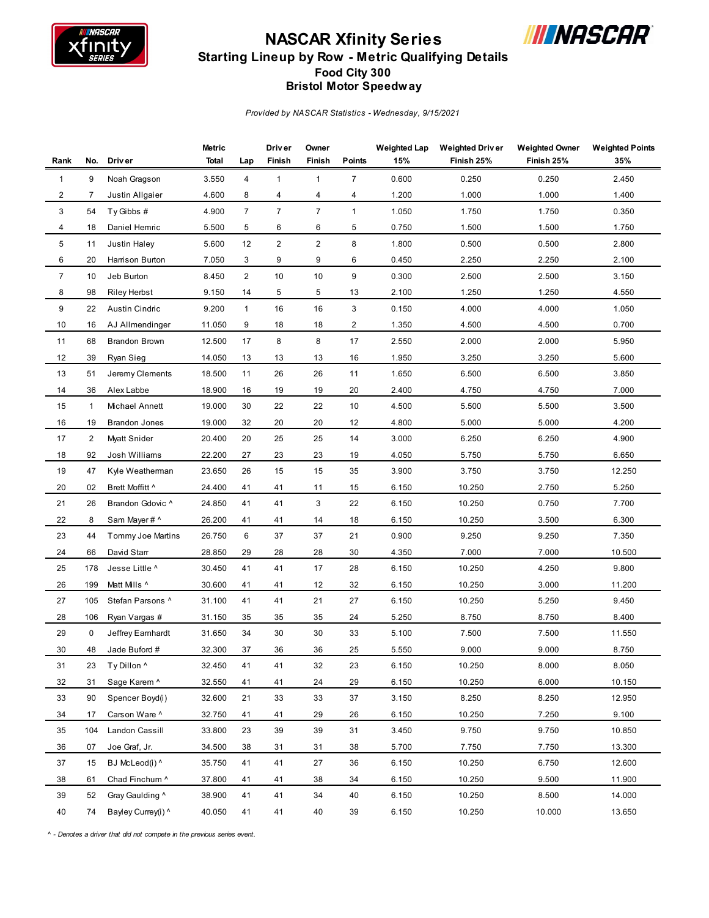# NASCAR Xfinity Series

## Starting Lineup by Row - Metric Qualifying Details

### Food City 300

### Bristol Motor Speedway

*Provided by NASCAR Statistics - Wednesday, 9/15/2021*

| Rank | No. | Driver | Metric Total | Lap | Driver Finish | Owner Finish | Points | Weighted Lap 15% | Weighted Driver Finish 25% | Weighted Owner Finish 25% | Weighted Points 35% |
|---|---|---|---|---|---|---|---|---|---|---|---|
| 1 | 9 | Noah Gragson | 3.550 | 4 | 1 | 1 | 7 | 0.600 | 0.250 | 0.250 | 2.450 |
| 2 | 7 | Justin Allgaier | 4.600 | 8 | 4 | 4 | 4 | 1.200 | 1.000 | 1.000 | 1.400 |
| 3 | 54 | Ty Gibbs # | 4.900 | 7 | 7 | 7 | 1 | 1.050 | 1.750 | 1.750 | 0.350 |
| 4 | 18 | Daniel Hemric | 5.500 | 5 | 6 | 6 | 5 | 0.750 | 1.500 | 1.500 | 1.750 |
| 5 | 11 | Justin Haley | 5.600 | 12 | 2 | 2 | 8 | 1.800 | 0.500 | 0.500 | 2.800 |
| 6 | 20 | Harrison Burton | 7.050 | 3 | 9 | 9 | 6 | 0.450 | 2.250 | 2.250 | 2.100 |
| 7 | 10 | Jeb Burton | 8.450 | 2 | 10 | 10 | 9 | 0.300 | 2.500 | 2.500 | 3.150 |
| 8 | 98 | Riley Herbst | 9.150 | 14 | 5 | 5 | 13 | 2.100 | 1.250 | 1.250 | 4.550 |
| 9 | 22 | Austin Cindric | 9.200 | 1 | 16 | 16 | 3 | 0.150 | 4.000 | 4.000 | 1.050 |
| 10 | 16 | AJ Allmendinger | 11.050 | 9 | 18 | 18 | 2 | 1.350 | 4.500 | 4.500 | 0.700 |
| 11 | 68 | Brandon Brown | 12.500 | 17 | 8 | 8 | 17 | 2.550 | 2.000 | 2.000 | 5.950 |
| 12 | 39 | Ryan Sieg | 14.050 | 13 | 13 | 13 | 16 | 1.950 | 3.250 | 3.250 | 5.600 |
| 13 | 51 | Jeremy Clements | 18.500 | 11 | 26 | 26 | 11 | 1.650 | 6.500 | 6.500 | 3.850 |
| 14 | 36 | Alex Labbe | 18.900 | 16 | 19 | 19 | 20 | 2.400 | 4.750 | 4.750 | 7.000 |
| 15 | 1 | Michael Annett | 19.000 | 30 | 22 | 22 | 10 | 4.500 | 5.500 | 5.500 | 3.500 |
| 16 | 19 | Brandon Jones | 19.000 | 32 | 20 | 20 | 12 | 4.800 | 5.000 | 5.000 | 4.200 |
| 17 | 2 | Myatt Snider | 20.400 | 20 | 25 | 25 | 14 | 3.000 | 6.250 | 6.250 | 4.900 |
| 18 | 92 | Josh Williams | 22.200 | 27 | 23 | 23 | 19 | 4.050 | 5.750 | 5.750 | 6.650 |
| 19 | 47 | Kyle Weatherman | 23.650 | 26 | 15 | 15 | 35 | 3.900 | 3.750 | 3.750 | 12.250 |
| 20 | 02 | Brett Moffitt ^ | 24.400 | 41 | 41 | 11 | 15 | 6.150 | 10.250 | 2.750 | 5.250 |
| 21 | 26 | Brandon Gdovic ^ | 24.850 | 41 | 41 | 3 | 22 | 6.150 | 10.250 | 0.750 | 7.700 |
| 22 | 8 | Sam Mayer # ^ | 26.200 | 41 | 41 | 14 | 18 | 6.150 | 10.250 | 3.500 | 6.300 |
| 23 | 44 | Tommy Joe Martins | 26.750 | 6 | 37 | 37 | 21 | 0.900 | 9.250 | 9.250 | 7.350 |
| 24 | 66 | David Starr | 28.850 | 29 | 28 | 28 | 30 | 4.350 | 7.000 | 7.000 | 10.500 |
| 25 | 178 | Jesse Little ^ | 30.450 | 41 | 41 | 17 | 28 | 6.150 | 10.250 | 4.250 | 9.800 |
| 26 | 199 | Matt Mills ^ | 30.600 | 41 | 41 | 12 | 32 | 6.150 | 10.250 | 3.000 | 11.200 |
| 27 | 105 | Stefan Parsons ^ | 31.100 | 41 | 41 | 21 | 27 | 6.150 | 10.250 | 5.250 | 9.450 |
| 28 | 106 | Ryan Vargas # | 31.150 | 35 | 35 | 35 | 24 | 5.250 | 8.750 | 8.750 | 8.400 |
| 29 | 0 | Jeffrey Earnhardt | 31.650 | 34 | 30 | 30 | 33 | 5.100 | 7.500 | 7.500 | 11.550 |
| 30 | 48 | Jade Buford # | 32.300 | 37 | 36 | 36 | 25 | 5.550 | 9.000 | 9.000 | 8.750 |
| 31 | 23 | Ty Dillon ^ | 32.450 | 41 | 41 | 32 | 23 | 6.150 | 10.250 | 8.000 | 8.050 |
| 32 | 31 | Sage Karem ^ | 32.550 | 41 | 41 | 24 | 29 | 6.150 | 10.250 | 6.000 | 10.150 |
| 33 | 90 | Spencer Boyd(i) | 32.600 | 21 | 33 | 33 | 37 | 3.150 | 8.250 | 8.250 | 12.950 |
| 34 | 17 | Carson Ware ^ | 32.750 | 41 | 41 | 29 | 26 | 6.150 | 10.250 | 7.250 | 9.100 |
| 35 | 104 | Landon Cassill | 33.800 | 23 | 39 | 39 | 31 | 3.450 | 9.750 | 9.750 | 10.850 |
| 36 | 07 | Joe Graf, Jr. | 34.500 | 38 | 31 | 31 | 38 | 5.700 | 7.750 | 7.750 | 13.300 |
| 37 | 15 | BJ McLeod(i) ^ | 35.750 | 41 | 41 | 27 | 36 | 6.150 | 10.250 | 6.750 | 12.600 |
| 38 | 61 | Chad Finchum ^ | 37.800 | 41 | 41 | 38 | 34 | 6.150 | 10.250 | 9.500 | 11.900 |
| 39 | 52 | Gray Gaulding ^ | 38.900 | 41 | 41 | 34 | 40 | 6.150 | 10.250 | 8.500 | 14.000 |
| 40 | 74 | Bayley Currey(i) ^ | 40.050 | 41 | 41 | 40 | 39 | 6.150 | 10.250 | 10.000 | 13.650 |

*^ - Denotes a driver that did not compete in the previous series event.*